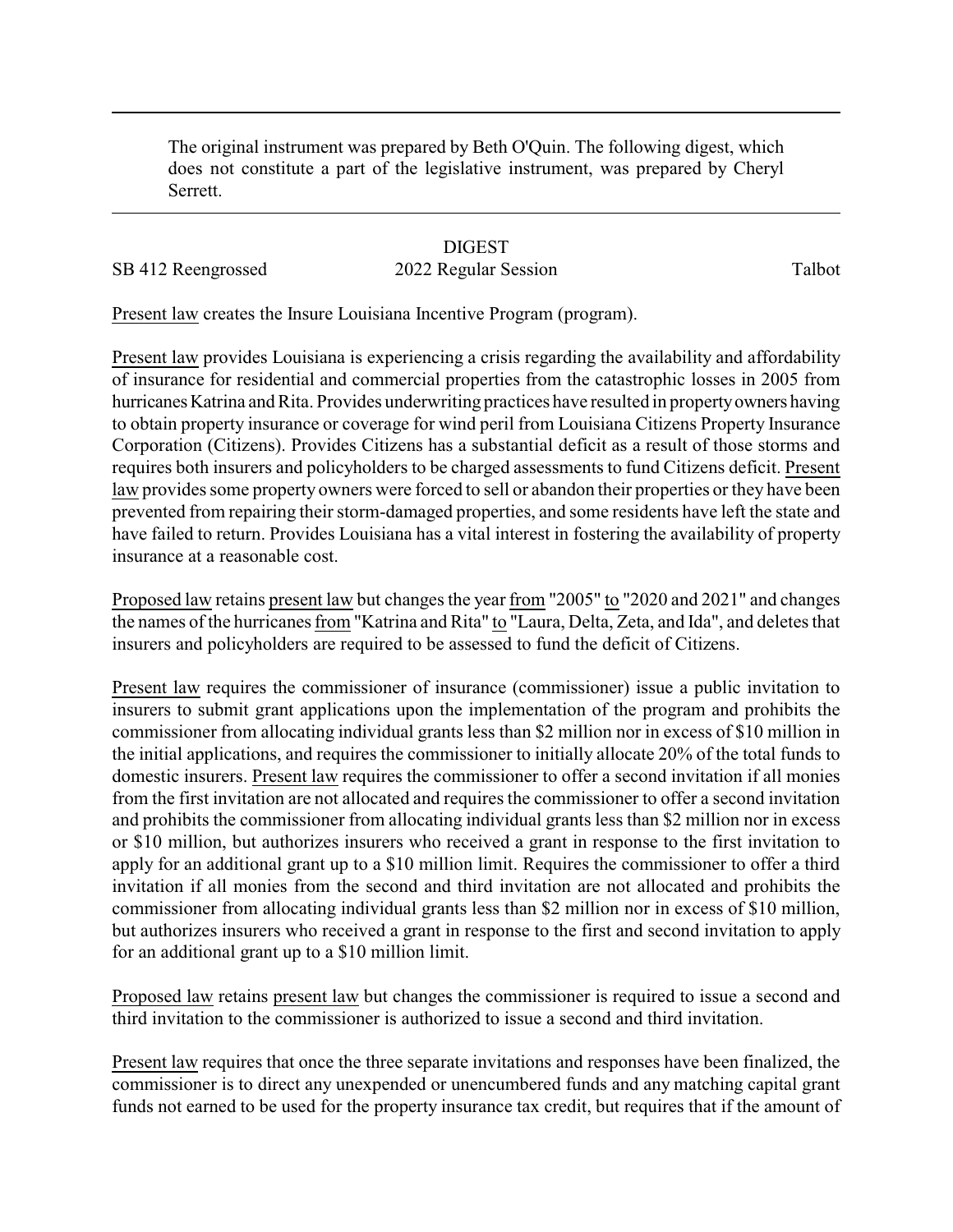The original instrument was prepared by Beth O'Quin. The following digest, which does not constitute a part of the legislative instrument, was prepared by Cheryl Serrett.

DIGEST

SB 412 Reengrossed — 2022 Regular Session — Talbot

Present law creates the Insure Louisiana Incentive Program (program).

Present law provides Louisiana is experiencing a crisis regarding the availability and affordability of insurance for residential and commercial properties from the catastrophic losses in 2005 from hurricanes Katrina and Rita. Provides underwriting practices have resulted in property owners having to obtain property insurance or coverage for wind peril from Louisiana Citizens Property Insurance Corporation (Citizens). Provides Citizens has a substantial deficit as a result of those storms and requires both insurers and policyholders to be charged assessments to fund Citizens deficit. Present law provides some property owners were forced to sell or abandon their properties or they have been prevented from repairing their storm-damaged properties, and some residents have left the state and have failed to return. Provides Louisiana has a vital interest in fostering the availability of property insurance at a reasonable cost.

Proposed law retains present law but changes the year from "2005" to "2020 and 2021" and changes the names of the hurricanes from "Katrina and Rita" to "Laura, Delta, Zeta, and Ida", and deletes that insurers and policyholders are required to be assessed to fund the deficit of Citizens.

Present law requires the commissioner of insurance (commissioner) issue a public invitation to insurers to submit grant applications upon the implementation of the program and prohibits the commissioner from allocating individual grants less than $2 million nor in excess of $10 million in the initial applications, and requires the commissioner to initially allocate 20% of the total funds to domestic insurers. Present law requires the commissioner to offer a second invitation if all monies from the first invitation are not allocated and requires the commissioner to offer a second invitation and prohibits the commissioner from allocating individual grants less than $2 million nor in excess or $10 million, but authorizes insurers who received a grant in response to the first invitation to apply for an additional grant up to a $10 million limit. Requires the commissioner to offer a third invitation if all monies from the second and third invitation are not allocated and prohibits the commissioner from allocating individual grants less than $2 million nor in excess of $10 million, but authorizes insurers who received a grant in response to the first and second invitation to apply for an additional grant up to a $10 million limit.

Proposed law retains present law but changes the commissioner is required to issue a second and third invitation to the commissioner is authorized to issue a second and third invitation.

Present law requires that once the three separate invitations and responses have been finalized, the commissioner is to direct any unexpended or unencumbered funds and any matching capital grant funds not earned to be used for the property insurance tax credit, but requires that if the amount of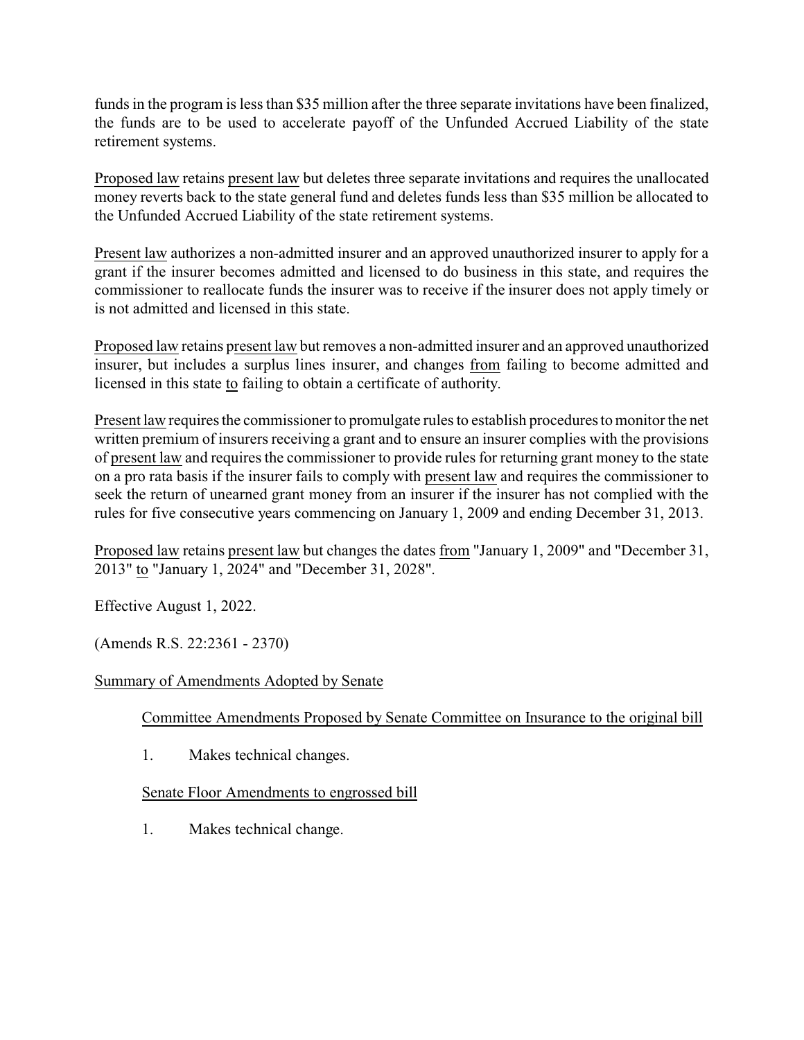funds in the program is less than $35 million after the three separate invitations have been finalized, the funds are to be used to accelerate payoff of the Unfunded Accrued Liability of the state retirement systems.

Proposed law retains present law but deletes three separate invitations and requires the unallocated money reverts back to the state general fund and deletes funds less than $35 million be allocated to the Unfunded Accrued Liability of the state retirement systems.

Present law authorizes a non-admitted insurer and an approved unauthorized insurer to apply for a grant if the insurer becomes admitted and licensed to do business in this state, and requires the commissioner to reallocate funds the insurer was to receive if the insurer does not apply timely or is not admitted and licensed in this state.

Proposed law retains present law but removes a non-admitted insurer and an approved unauthorized insurer, but includes a surplus lines insurer, and changes from failing to become admitted and licensed in this state to failing to obtain a certificate of authority.

Present law requires the commissioner to promulgate rules to establish procedures to monitor the net written premium of insurers receiving a grant and to ensure an insurer complies with the provisions of present law and requires the commissioner to provide rules for returning grant money to the state on a pro rata basis if the insurer fails to comply with present law and requires the commissioner to seek the return of unearned grant money from an insurer if the insurer has not complied with the rules for five consecutive years commencing on January 1, 2009 and ending December 31, 2013.

Proposed law retains present law but changes the dates from "January 1, 2009" and "December 31, 2013" to "January 1, 2024" and "December 31, 2028".

Effective August 1, 2022.

(Amends R.S. 22:2361 - 2370)

Summary of Amendments Adopted by Senate

Committee Amendments Proposed by Senate Committee on Insurance to the original bill

1. Makes technical changes.

Senate Floor Amendments to engrossed bill

1. Makes technical change.